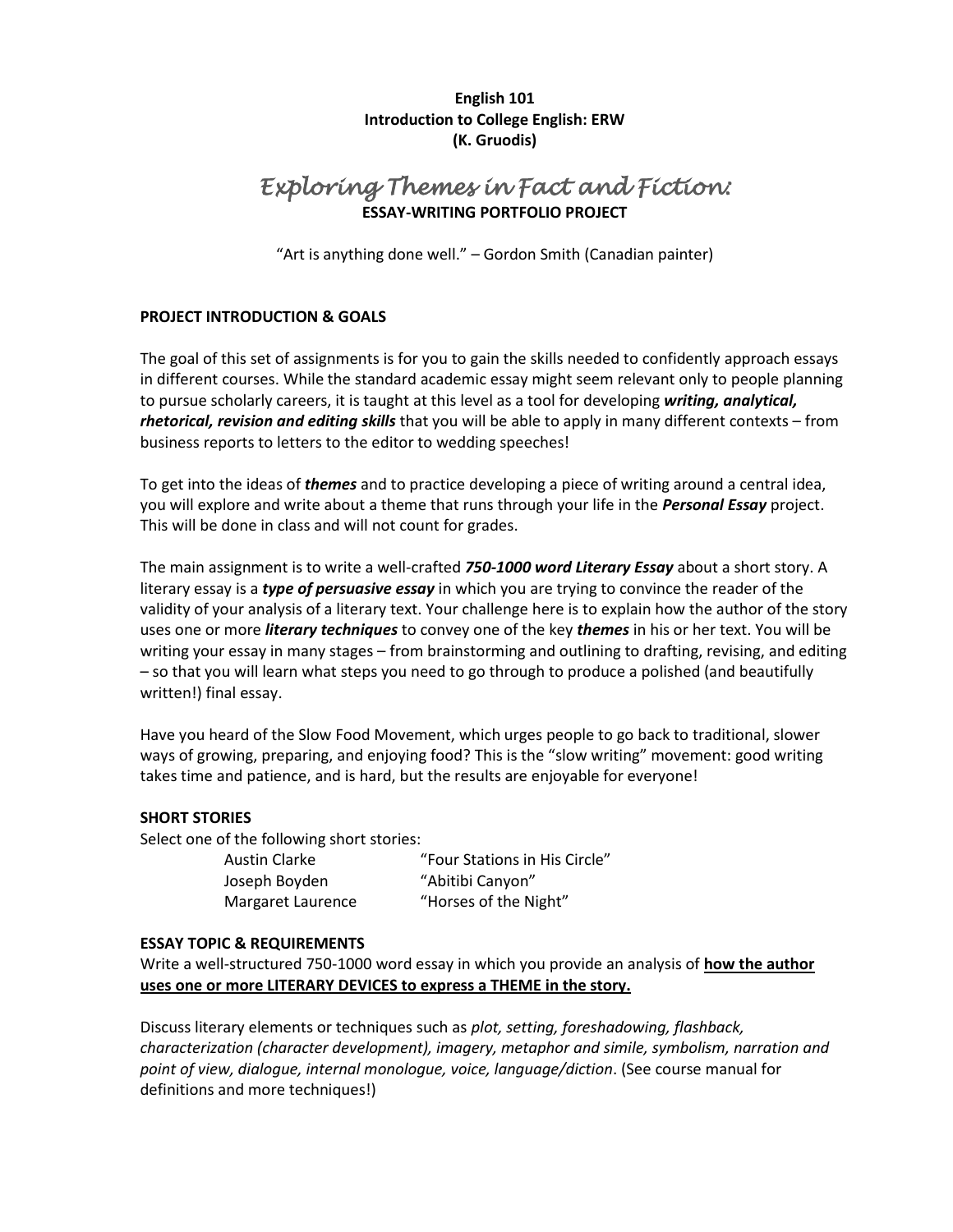**English 101**
**Introduction to College English: ERW**
**(K. Gruodis)**

# *Exploring Themes in Fact and Fiction:*
## ESSAY-WRITING PORTFOLIO PROJECT

"Art is anything done well." – Gordon Smith (Canadian painter)

### PROJECT INTRODUCTION & GOALS

The goal of this set of assignments is for you to gain the skills needed to confidently approach essays in different courses. While the standard academic essay might seem relevant only to people planning to pursue scholarly careers, it is taught at this level as a tool for developing ***writing, analytical, rhetorical, revision and editing skills*** that you will be able to apply in many different contexts – from business reports to letters to the editor to wedding speeches!

To get into the ideas of ***themes*** and to practice developing a piece of writing around a central idea, you will explore and write about a theme that runs through your life in the ***Personal Essay*** project. This will be done in class and will not count for grades.

The main assignment is to write a well-crafted ***750-1000 word Literary Essay*** about a short story. A literary essay is a ***type of persuasive essay*** in which you are trying to convince the reader of the validity of your analysis of a literary text. Your challenge here is to explain how the author of the story uses one or more ***literary techniques*** to convey one of the key ***themes*** in his or her text. You will be writing your essay in many stages – from brainstorming and outlining to drafting, revising, and editing – so that you will learn what steps you need to go through to produce a polished (and beautifully written!) final essay.

Have you heard of the Slow Food Movement, which urges people to go back to traditional, slower ways of growing, preparing, and enjoying food? This is the "slow writing" movement: good writing takes time and patience, and is hard, but the results are enjoyable for everyone!

### SHORT STORIES

Select one of the following short stories:

| | |
|---|---|
| Austin Clarke | "Four Stations in His Circle" |
| Joseph Boyden | "Abitibi Canyon" |
| Margaret Laurence | "Horses of the Night" |

### ESSAY TOPIC & REQUIREMENTS

Write a well-structured 750-1000 word essay in which you provide an analysis of **how the author uses one or more LITERARY DEVICES to express a THEME in the story.**

Discuss literary elements or techniques such as *plot, setting, foreshadowing, flashback, characterization (character development), imagery, metaphor and simile, symbolism, narration and point of view, dialogue, internal monologue, voice, language/diction*. (See course manual for definitions and more techniques!)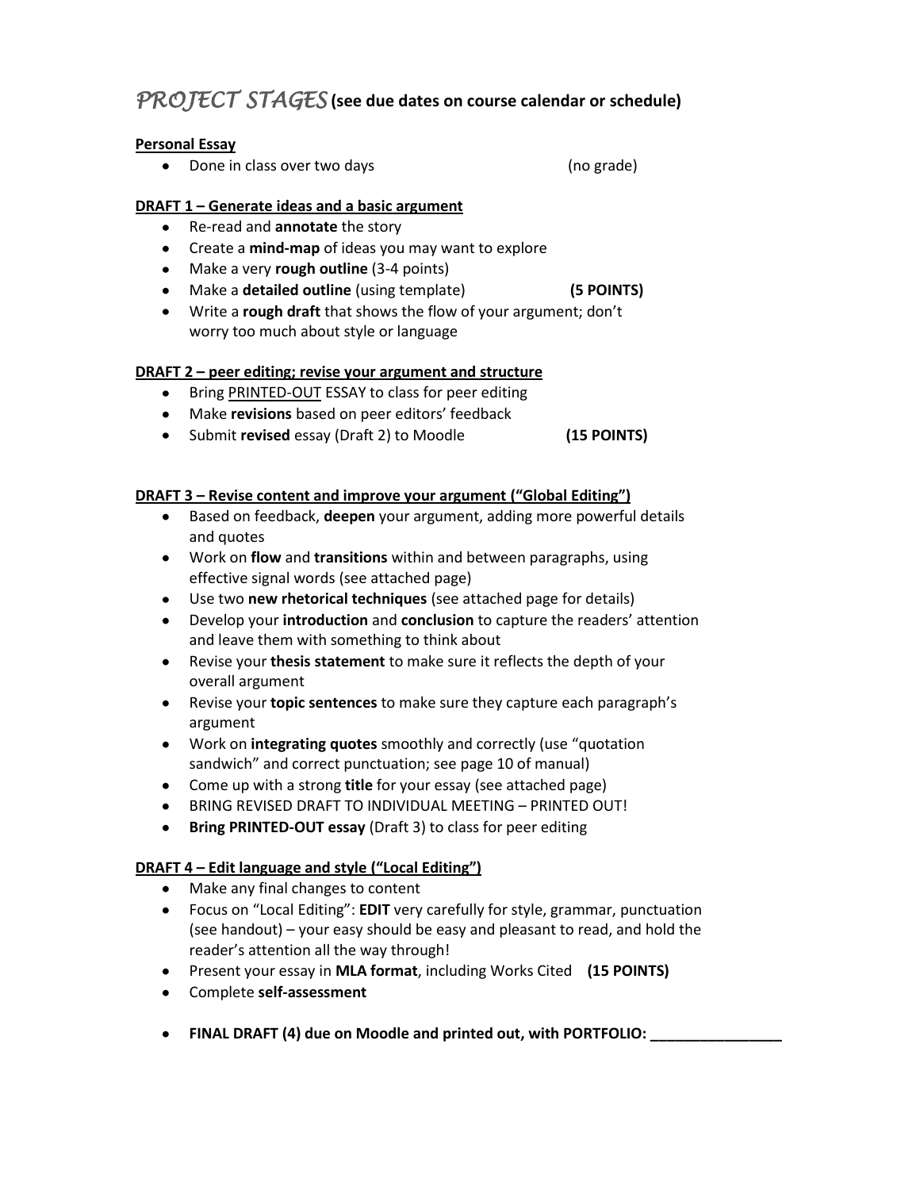# *PROJECT STAGES* (see due dates on course calendar or schedule)

**<u>Personal Essay</u>**

- Done in class over two days (no grade)

**<u>DRAFT 1 – Generate ideas and a basic argument</u>**

- Re-read and **annotate** the story
- Create a **mind-map** of ideas you may want to explore
- Make a very **rough outline** (3-4 points)
- Make a **detailed outline** (using template) **(5 POINTS)**
- Write a **rough draft** that shows the flow of your argument; don't worry too much about style or language

**<u>DRAFT 2 – peer editing; revise your argument and structure</u>**

- Bring <u>PRINTED-OUT</u> ESSAY to class for peer editing
- Make **revisions** based on peer editors' feedback
- Submit **revised** essay (Draft 2) to Moodle **(15 POINTS)**

**<u>DRAFT 3 – Revise content and improve your argument ("Global Editing")</u>**

- Based on feedback, **deepen** your argument, adding more powerful details and quotes
- Work on **flow** and **transitions** within and between paragraphs, using effective signal words (see attached page)
- Use two **new rhetorical techniques** (see attached page for details)
- Develop your **introduction** and **conclusion** to capture the readers' attention and leave them with something to think about
- Revise your **thesis statement** to make sure it reflects the depth of your overall argument
- Revise your **topic sentences** to make sure they capture each paragraph's argument
- Work on **integrating quotes** smoothly and correctly (use "quotation sandwich" and correct punctuation; see page 10 of manual)
- Come up with a strong **title** for your essay (see attached page)
- BRING REVISED DRAFT TO INDIVIDUAL MEETING – PRINTED OUT!
- **Bring PRINTED-OUT essay** (Draft 3) to class for peer editing

**<u>DRAFT 4 – Edit language and style ("Local Editing")</u>**

- Make any final changes to content
- Focus on "Local Editing": **EDIT** very carefully for style, grammar, punctuation (see handout) – your easy should be easy and pleasant to read, and hold the reader's attention all the way through!
- Present your essay in **MLA format**, including Works Cited **(15 POINTS)**
- Complete **self-assessment**

- **FINAL DRAFT (4) due on Moodle and printed out, with PORTFOLIO: ________________**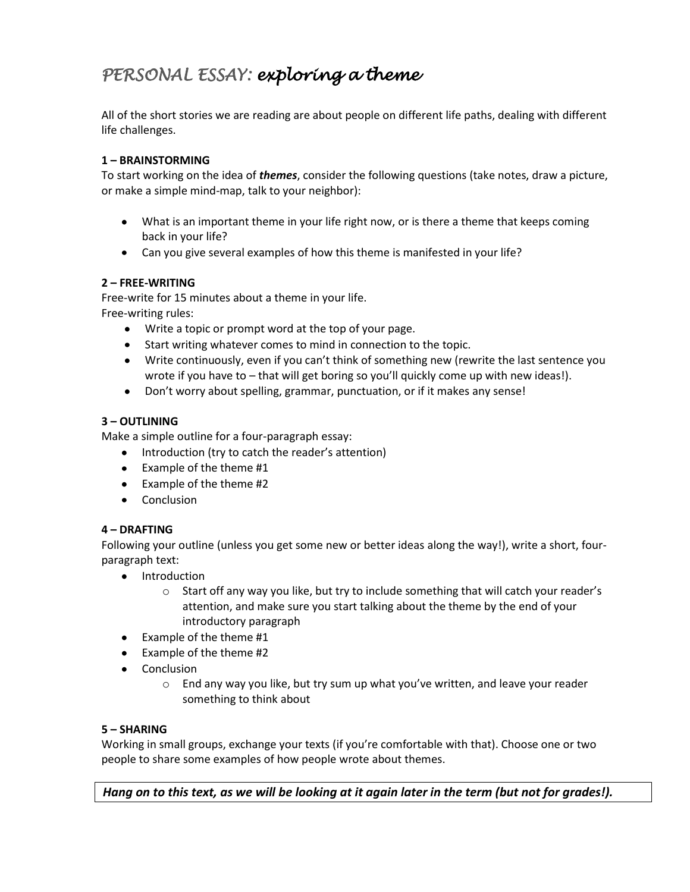# *PERSONAL ESSAY: exploring a theme*

All of the short stories we are reading are about people on different life paths, dealing with different life challenges.

**1 – BRAINSTORMING**

To start working on the idea of ***themes***, consider the following questions (take notes, draw a picture, or make a simple mind-map, talk to your neighbor):

- What is an important theme in your life right now, or is there a theme that keeps coming back in your life?
- Can you give several examples of how this theme is manifested in your life?

**2 – FREE-WRITING**

Free-write for 15 minutes about a theme in your life.
Free-writing rules:

- Write a topic or prompt word at the top of your page.
- Start writing whatever comes to mind in connection to the topic.
- Write continuously, even if you can't think of something new (rewrite the last sentence you wrote if you have to – that will get boring so you'll quickly come up with new ideas!).
- Don't worry about spelling, grammar, punctuation, or if it makes any sense!

**3 – OUTLINING**

Make a simple outline for a four-paragraph essay:

- Introduction (try to catch the reader's attention)
- Example of the theme #1
- Example of the theme #2
- Conclusion

**4 – DRAFTING**

Following your outline (unless you get some new or better ideas along the way!), write a short, four-paragraph text:

- Introduction
    - Start off any way you like, but try to include something that will catch your reader's attention, and make sure you start talking about the theme by the end of your introductory paragraph
- Example of the theme #1
- Example of the theme #2
- Conclusion
    - End any way you like, but try sum up what you've written, and leave your reader something to think about

**5 – SHARING**

Working in small groups, exchange your texts (if you're comfortable with that). Choose one or two people to share some examples of how people wrote about themes.

***Hang on to this text, as we will be looking at it again later in the term (but not for grades!).***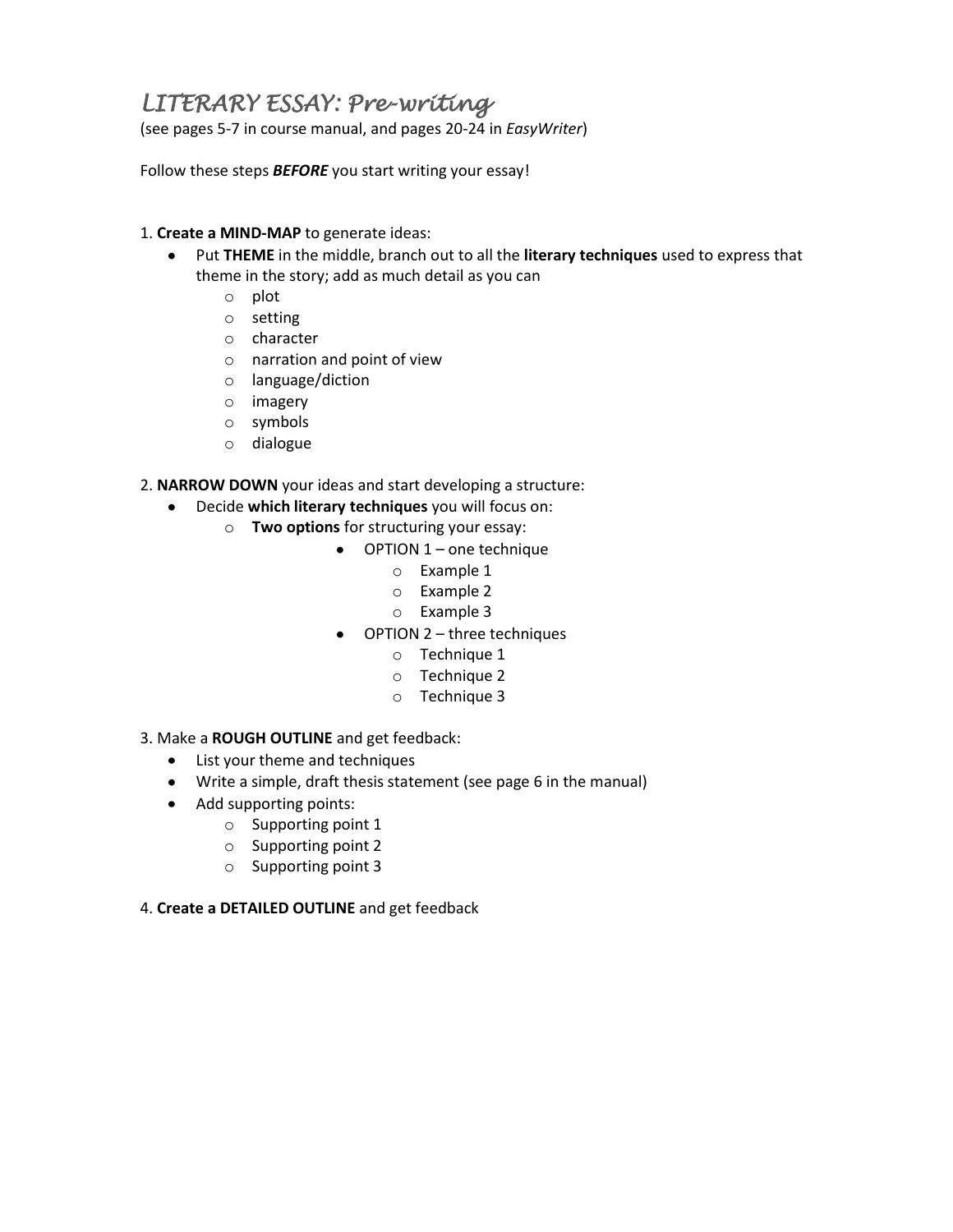# *LITERARY ESSAY: Pre-writing*

(see pages 5-7 in course manual, and pages 20-24 in *EasyWriter*)

Follow these steps ***BEFORE*** you start writing your essay!

1. **Create a MIND-MAP** to generate ideas:
   - Put **THEME** in the middle, branch out to all the **literary techniques** used to express that theme in the story; add as much detail as you can
     - plot
     - setting
     - character
     - narration and point of view
     - language/diction
     - imagery
     - symbols
     - dialogue

2. **NARROW DOWN** your ideas and start developing a structure:
   - Decide **which literary techniques** you will focus on:
     - **Two options** for structuring your essay:
       - OPTION 1 – one technique
         - Example 1
         - Example 2
         - Example 3
       - OPTION 2 – three techniques
         - Technique 1
         - Technique 2
         - Technique 3

3. Make a **ROUGH OUTLINE** and get feedback:
   - List your theme and techniques
   - Write a simple, draft thesis statement (see page 6 in the manual)
   - Add supporting points:
     - Supporting point 1
     - Supporting point 2
     - Supporting point 3

4. **Create a DETAILED OUTLINE** and get feedback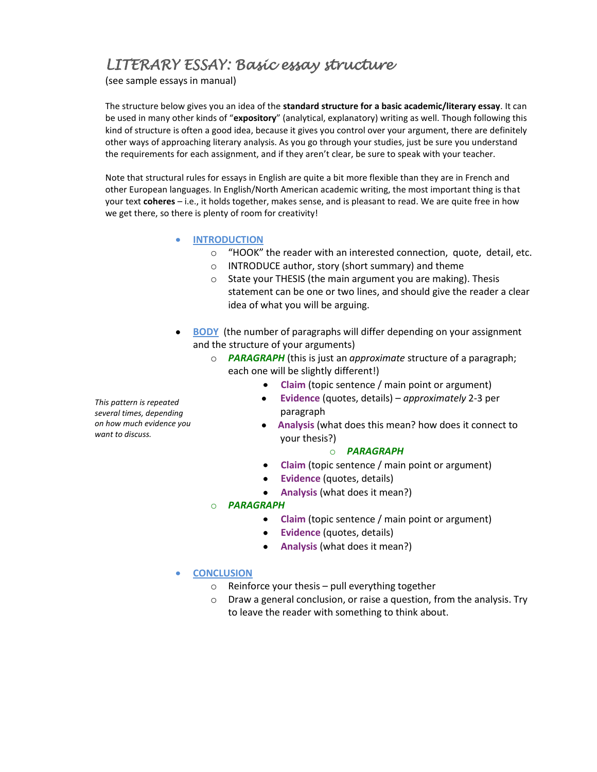# *LITERARY ESSAY: Basic essay structure*

(see sample essays in manual)

The structure below gives you an idea of the **standard structure for a basic academic/literary essay**. It can be used in many other kinds of "**expository**" (analytical, explanatory) writing as well. Though following this kind of structure is often a good idea, because it gives you control over your argument, there are definitely other ways of approaching literary analysis. As you go through your studies, just be sure you understand the requirements for each assignment, and if they aren't clear, be sure to speak with your teacher.

Note that structural rules for essays in English are quite a bit more flexible than they are in French and other European languages. In English/North American academic writing, the most important thing is that your text **coheres** – i.e., it holds together, makes sense, and is pleasant to read. We are quite free in how we get there, so there is plenty of room for creativity!

- INTRODUCTION
  - "HOOK" the reader with an interested connection, quote, detail, etc.
  - INTRODUCE author, story (short summary) and theme
  - State your THESIS (the main argument you are making). Thesis statement can be one or two lines, and should give the reader a clear idea of what you will be arguing.

- BODY (the number of paragraphs will differ depending on your assignment and the structure of your arguments)

  *This pattern is repeated several times, depending on how much evidence you want to discuss.*

  - ***PARAGRAPH*** (this is just an *approximate* structure of a paragraph; each one will be slightly different!)
    - **Claim** (topic sentence / main point or argument)
    - **Evidence** (quotes, details) – *approximately* 2-3 per paragraph
    - **Analysis** (what does this mean? how does it connect to your thesis?)
  - ***PARAGRAPH***
    - **Claim** (topic sentence / main point or argument)
    - **Evidence** (quotes, details)
    - **Analysis** (what does it mean?)
  - ***PARAGRAPH***
    - **Claim** (topic sentence / main point or argument)
    - **Evidence** (quotes, details)
    - **Analysis** (what does it mean?)

- CONCLUSION
  - Reinforce your thesis – pull everything together
  - Draw a general conclusion, or raise a question, from the analysis. Try to leave the reader with something to think about.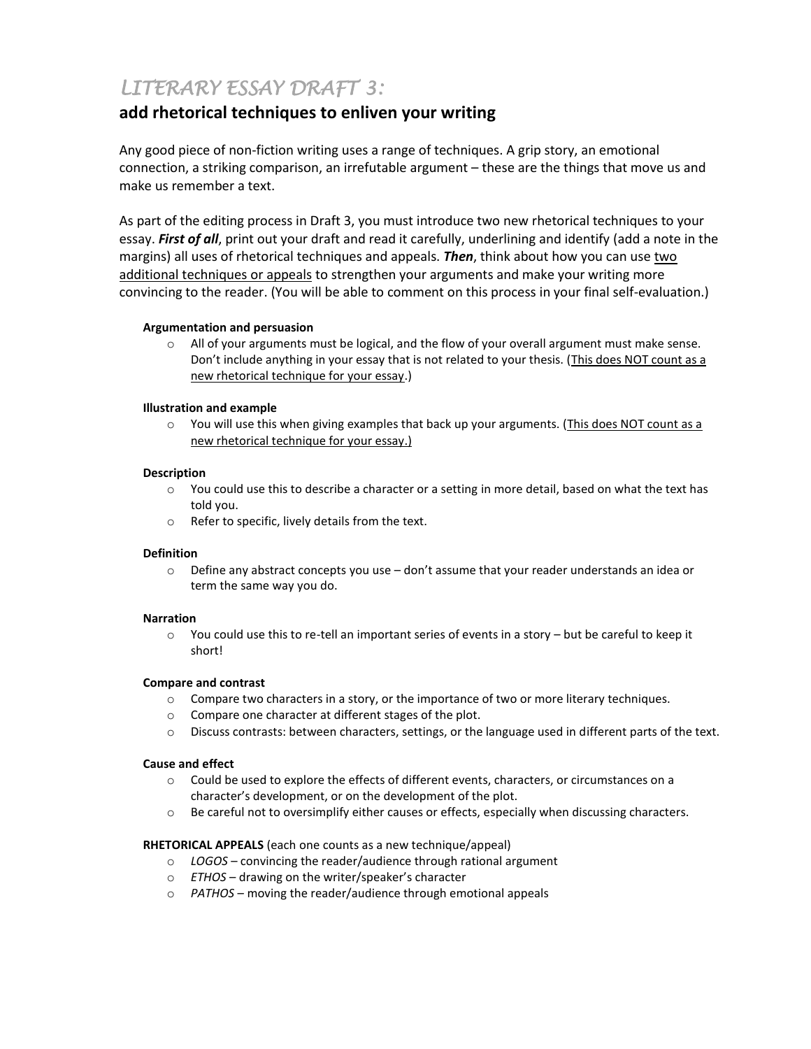# *LITERARY ESSAY DRAFT 3:*

## add rhetorical techniques to enliven your writing

Any good piece of non-fiction writing uses a range of techniques. A grip story, an emotional connection, a striking comparison, an irrefutable argument – these are the things that move us and make us remember a text.

As part of the editing process in Draft 3, you must introduce two new rhetorical techniques to your essay. ***First of all***, print out your draft and read it carefully, underlining and identify (add a note in the margins) all uses of rhetorical techniques and appeals. ***Then***, think about how you can use <u>two additional techniques or appeals</u> to strengthen your arguments and make your writing more convincing to the reader. (You will be able to comment on this process in your final self-evaluation.)

**Argumentation and persuasion**

- All of your arguments must be logical, and the flow of your overall argument must make sense. Don't include anything in your essay that is not related to your thesis. (<u>This does NOT count as a new rhetorical technique for your essay</u>.)

**Illustration and example**

- You will use this when giving examples that back up your arguments. (<u>This does NOT count as a new rhetorical technique for your essay.)</u>

**Description**

- You could use this to describe a character or a setting in more detail, based on what the text has told you.
- Refer to specific, lively details from the text.

**Definition**

- Define any abstract concepts you use – don't assume that your reader understands an idea or term the same way you do.

**Narration**

- You could use this to re-tell an important series of events in a story – but be careful to keep it short!

**Compare and contrast**

- Compare two characters in a story, or the importance of two or more literary techniques.
- Compare one character at different stages of the plot.
- Discuss contrasts: between characters, settings, or the language used in different parts of the text.

**Cause and effect**

- Could be used to explore the effects of different events, characters, or circumstances on a character's development, or on the development of the plot.
- Be careful not to oversimplify either causes or effects, especially when discussing characters.

**RHETORICAL APPEALS** (each one counts as a new technique/appeal)

- *LOGOS* – convincing the reader/audience through rational argument
- *ETHOS* – drawing on the writer/speaker's character
- *PATHOS* – moving the reader/audience through emotional appeals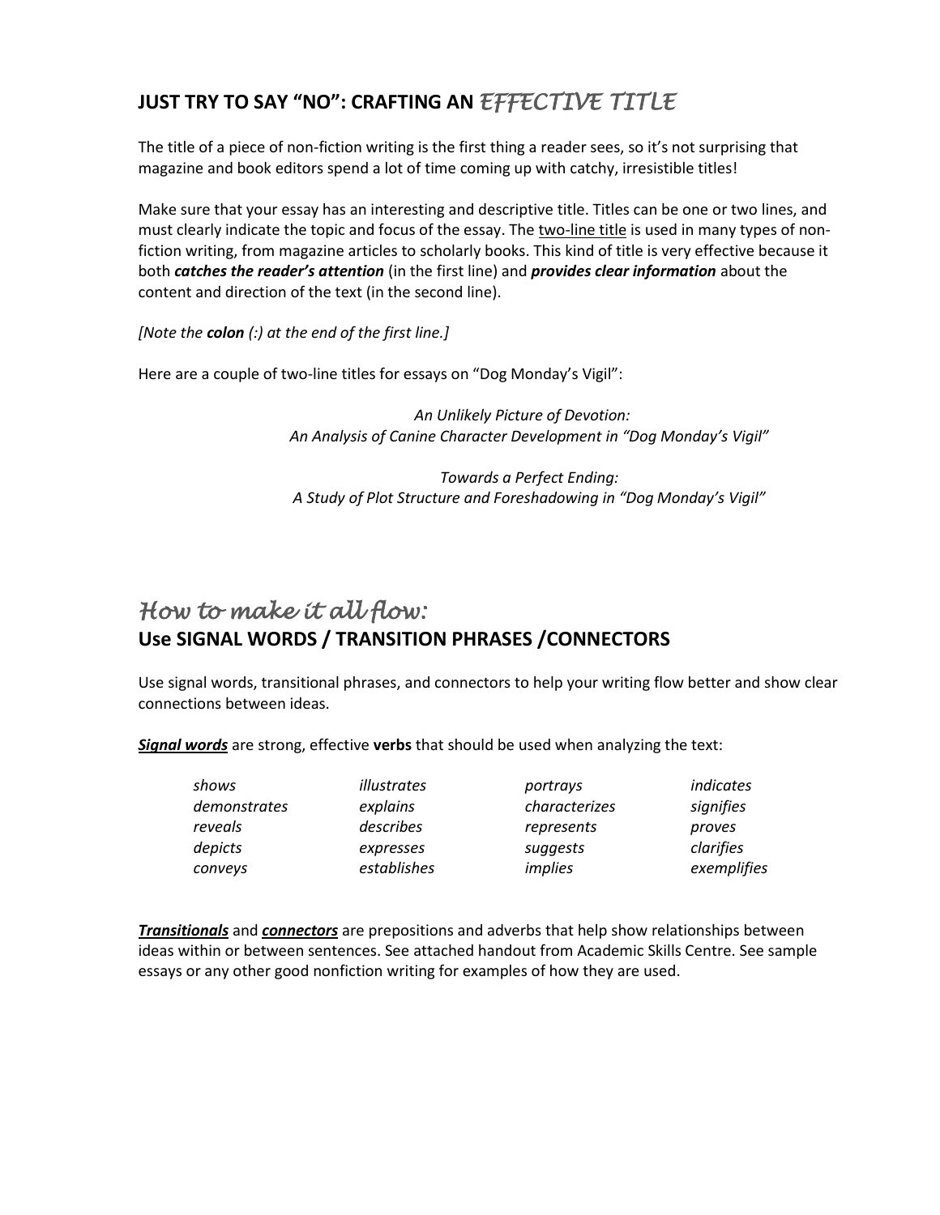## JUST TRY TO SAY "NO": CRAFTING AN *EFFECTIVE TITLE*

The title of a piece of non-fiction writing is the first thing a reader sees, so it's not surprising that magazine and book editors spend a lot of time coming up with catchy, irresistible titles!

Make sure that your essay has an interesting and descriptive title. Titles can be one or two lines, and must clearly indicate the topic and focus of the essay. The <u>two-line title</u> is used in many types of non-fiction writing, from magazine articles to scholarly books. This kind of title is very effective because it both ***catches the reader's attention*** (in the first line) and ***provides clear information*** about the content and direction of the text (in the second line).

*[Note the **colon** (:) at the end of the first line.]*

Here are a couple of two-line titles for essays on "Dog Monday's Vigil":

*An Unlikely Picture of Devotion:*
*An Analysis of Canine Character Development in "Dog Monday's Vigil"*

*Towards a Perfect Ending:*
*A Study of Plot Structure and Foreshadowing in "Dog Monday's Vigil"*

## *How to make it all flow:*
## Use SIGNAL WORDS / TRANSITION PHRASES /CONNECTORS

Use signal words, transitional phrases, and connectors to help your writing flow better and show clear connections between ideas.

***<u>Signal words</u>*** are strong, effective **verbs** that should be used when analyzing the text:

| | | | |
|---|---|---|---|
| *shows* | *illustrates* | *portrays* | *indicates* |
| *demonstrates* | *explains* | *characterizes* | *signifies* |
| *reveals* | *describes* | *represents* | *proves* |
| *depicts* | *expresses* | *suggests* | *clarifies* |
| *conveys* | *establishes* | *implies* | *exemplifies* |

***<u>Transitionals</u>*** and ***<u>connectors</u>*** are prepositions and adverbs that help show relationships between ideas within or between sentences. See attached handout from Academic Skills Centre. See sample essays or any other good nonfiction writing for examples of how they are used.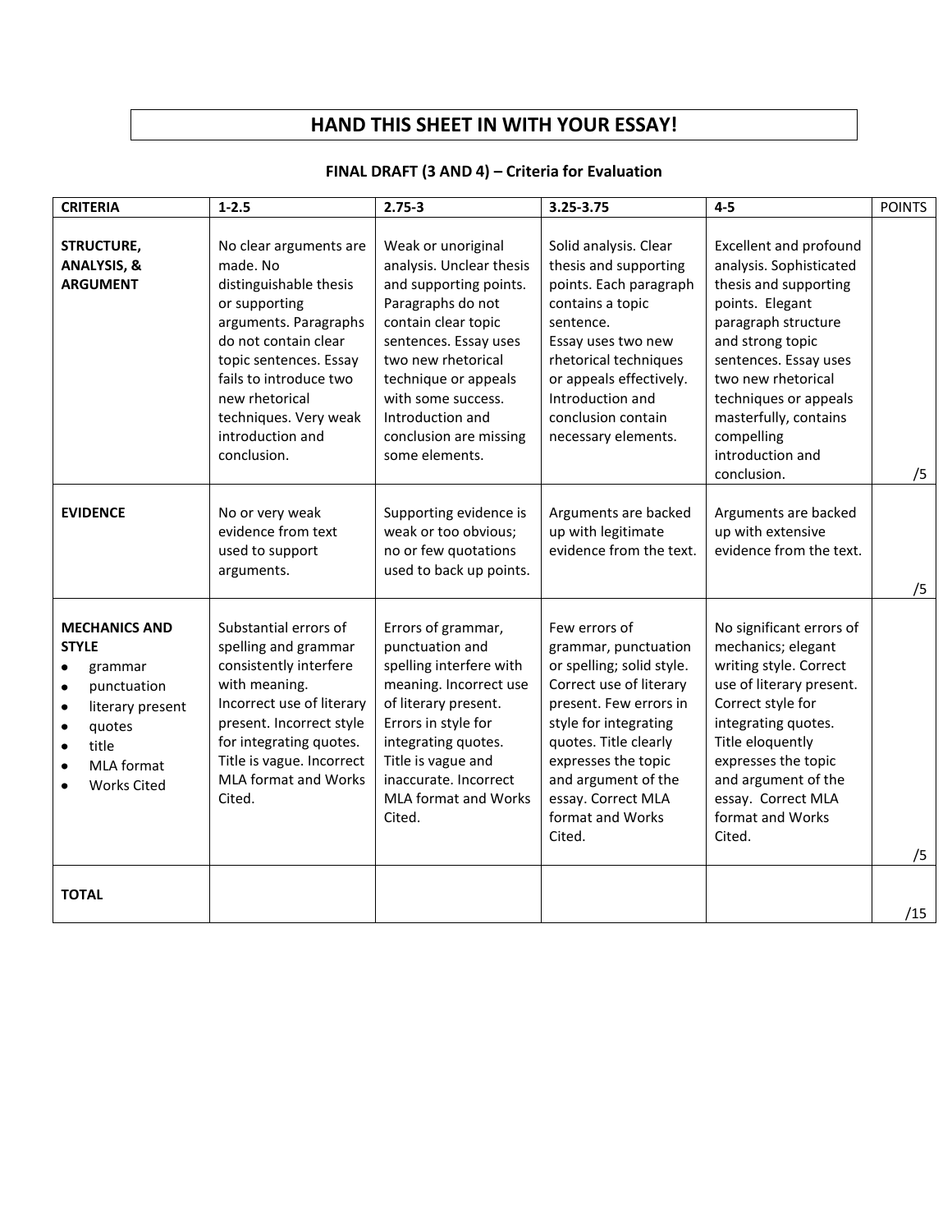# HAND THIS SHEET IN WITH YOUR ESSAY!

**FINAL DRAFT (3 AND 4) – Criteria for Evaluation**

| CRITERIA | 1-2.5 | 2.75-3 | 3.25-3.75 | 4-5 | POINTS |
|---|---|---|---|---|---|
| **STRUCTURE, ANALYSIS, & ARGUMENT** | No clear arguments are made. No distinguishable thesis or supporting arguments. Paragraphs do not contain clear topic sentences. Essay fails to introduce two new rhetorical techniques. Very weak introduction and conclusion. | Weak or unoriginal analysis. Unclear thesis and supporting points. Paragraphs do not contain clear topic sentences. Essay uses two new rhetorical technique or appeals with some success. Introduction and conclusion are missing some elements. | Solid analysis. Clear thesis and supporting points. Each paragraph contains a topic sentence. Essay uses two new rhetorical techniques or appeals effectively. Introduction and conclusion contain necessary elements. | Excellent and profound analysis. Sophisticated thesis and supporting points. Elegant paragraph structure and strong topic sentences. Essay uses two new rhetorical techniques or appeals masterfully, contains compelling introduction and conclusion. | /5 |
| **EVIDENCE** | No or very weak evidence from text used to support arguments. | Supporting evidence is weak or too obvious; no or few quotations used to back up points. | Arguments are backed up with legitimate evidence from the text. | Arguments are backed up with extensive evidence from the text. | /5 |
| **MECHANICS AND STYLE** <br>• grammar <br>• punctuation <br>• literary present <br>• quotes <br>• title <br>• MLA format <br>• Works Cited | Substantial errors of spelling and grammar consistently interfere with meaning. Incorrect use of literary present. Incorrect style for integrating quotes. Title is vague. Incorrect MLA format and Works Cited. | Errors of grammar, punctuation and spelling interfere with meaning. Incorrect use of literary present. Errors in style for integrating quotes. Title is vague and inaccurate. Incorrect MLA format and Works Cited. | Few errors of grammar, punctuation or spelling; solid style. Correct use of literary present. Few errors in style for integrating quotes. Title clearly expresses the topic and argument of the essay. Correct MLA format and Works Cited. | No significant errors of mechanics; elegant writing style. Correct use of literary present. Correct style for integrating quotes. Title eloquently expresses the topic and argument of the essay. Correct MLA format and Works Cited. | /5 |
| **TOTAL** | | | | | /15 |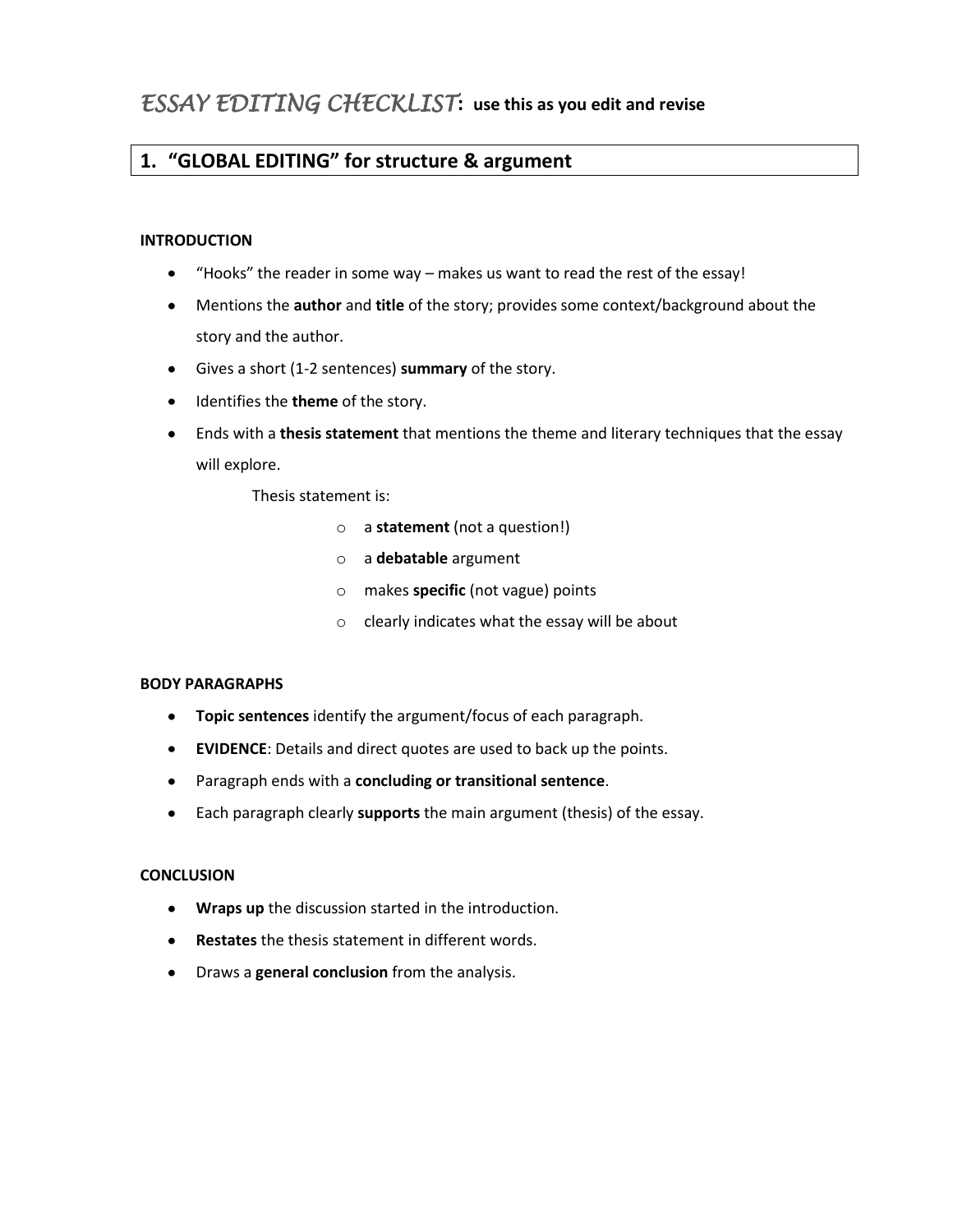# *ESSAY EDITING CHECKLIST*: **use this as you edit and revise**

## 1. "GLOBAL EDITING" for structure & argument

**INTRODUCTION**

- "Hooks" the reader in some way – makes us want to read the rest of the essay!
- Mentions the **author** and **title** of the story; provides some context/background about the story and the author.
- Gives a short (1-2 sentences) **summary** of the story.
- Identifies the **theme** of the story.
- Ends with a **thesis statement** that mentions the theme and literary techniques that the essay will explore.

  Thesis statement is:

  - a **statement** (not a question!)
  - a **debatable** argument
  - makes **specific** (not vague) points
  - clearly indicates what the essay will be about

**BODY PARAGRAPHS**

- **Topic sentences** identify the argument/focus of each paragraph.
- **EVIDENCE**: Details and direct quotes are used to back up the points.
- Paragraph ends with a **concluding or transitional sentence**.
- Each paragraph clearly **supports** the main argument (thesis) of the essay.

**CONCLUSION**

- **Wraps up** the discussion started in the introduction.
- **Restates** the thesis statement in different words.
- Draws a **general conclusion** from the analysis.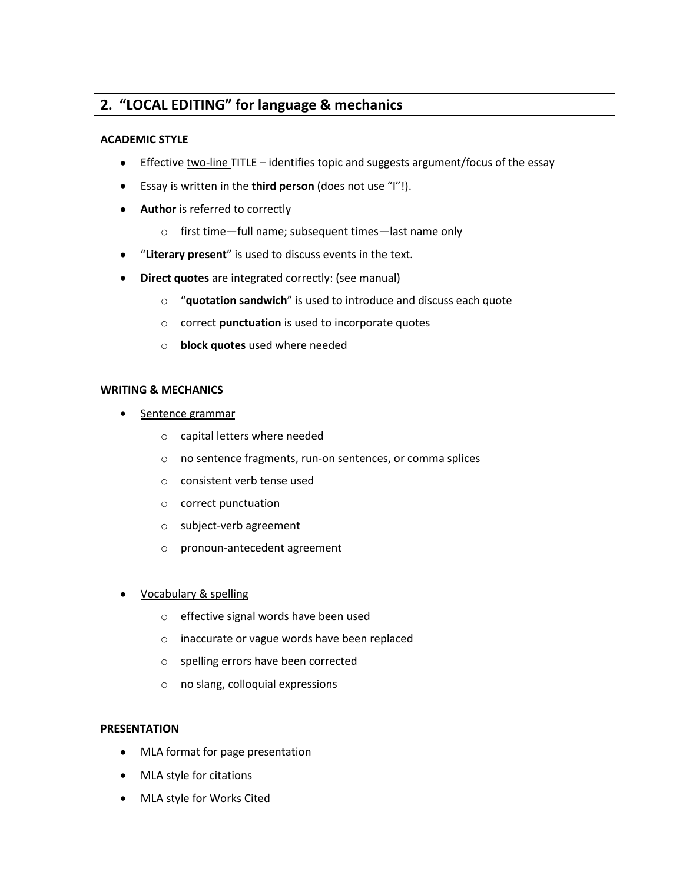## 2. "LOCAL EDITING" for language & mechanics

**ACADEMIC STYLE**

- Effective two-line TITLE – identifies topic and suggests argument/focus of the essay
- Essay is written in the **third person** (does not use "I"!).
- **Author** is referred to correctly
  - first time—full name; subsequent times—last name only
- "**Literary present**" is used to discuss events in the text.
- **Direct quotes** are integrated correctly: (see manual)
  - "**quotation sandwich**" is used to introduce and discuss each quote
  - correct **punctuation** is used to incorporate quotes
  - **block quotes** used where needed

**WRITING & MECHANICS**

- Sentence grammar
  - capital letters where needed
  - no sentence fragments, run-on sentences, or comma splices
  - consistent verb tense used
  - correct punctuation
  - subject-verb agreement
  - pronoun-antecedent agreement

- Vocabulary & spelling
  - effective signal words have been used
  - inaccurate or vague words have been replaced
  - spelling errors have been corrected
  - no slang, colloquial expressions

**PRESENTATION**

- MLA format for page presentation
- MLA style for citations
- MLA style for Works Cited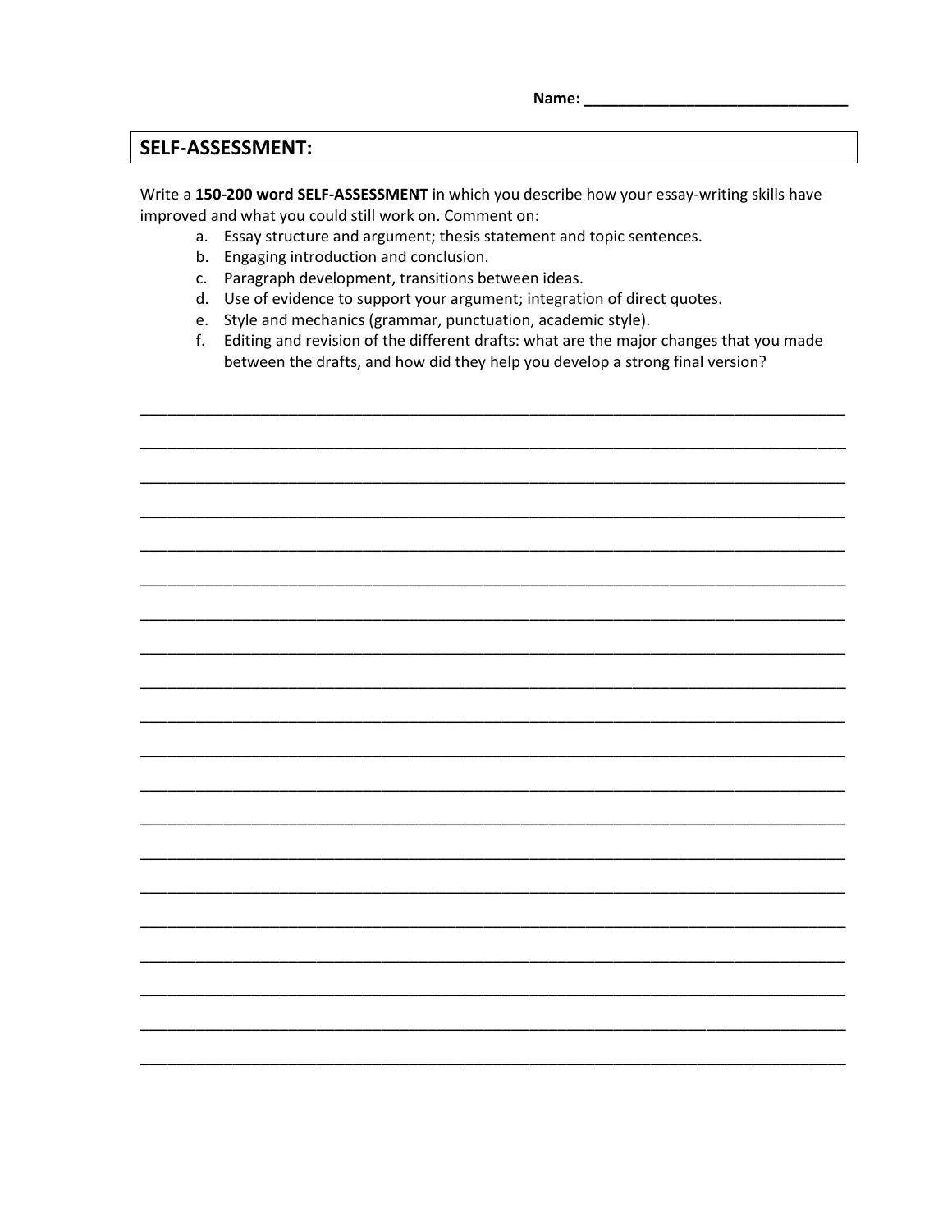Name: ______________________________

## SELF-ASSESSMENT:

Write a **150-200 word SELF-ASSESSMENT** in which you describe how your essay-writing skills have improved and what you could still work on. Comment on:

a. Essay structure and argument; thesis statement and topic sentences.
b. Engaging introduction and conclusion.
c. Paragraph development, transitions between ideas.
d. Use of evidence to support your argument; integration of direct quotes.
e. Style and mechanics (grammar, punctuation, academic style).
f. Editing and revision of the different drafts: what are the major changes that you made between the drafts, and how did they help you develop a strong final version?

______________________________________________________________________________

______________________________________________________________________________

______________________________________________________________________________

______________________________________________________________________________

______________________________________________________________________________

______________________________________________________________________________

______________________________________________________________________________

______________________________________________________________________________

______________________________________________________________________________

______________________________________________________________________________

______________________________________________________________________________

______________________________________________________________________________

______________________________________________________________________________

______________________________________________________________________________

______________________________________________________________________________

______________________________________________________________________________

______________________________________________________________________________

______________________________________________________________________________

______________________________________________________________________________

______________________________________________________________________________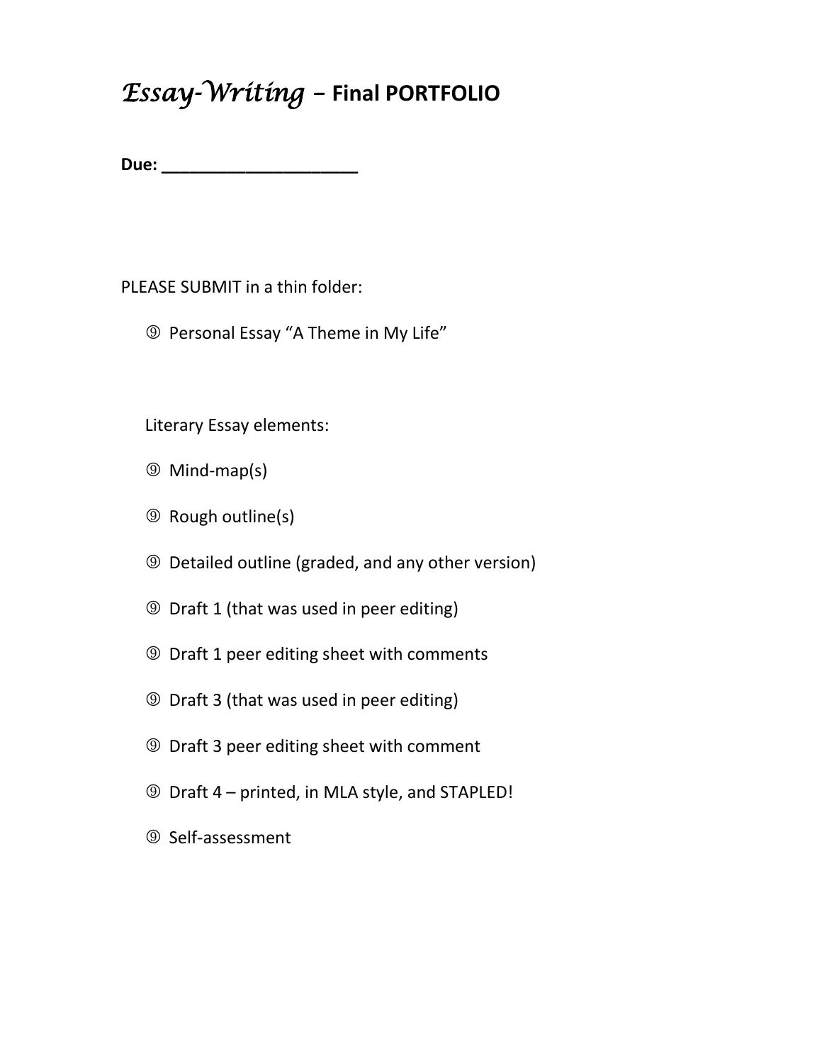# *Essay-Writing* – Final PORTFOLIO

**Due: _____________________**

PLEASE SUBMIT in a thin folder:

- ⑨ Personal Essay "A Theme in My Life"

Literary Essay elements:

- ⑨ Mind-map(s)
- ⑨ Rough outline(s)
- ⑨ Detailed outline (graded, and any other version)
- ⑨ Draft 1 (that was used in peer editing)
- ⑨ Draft 1 peer editing sheet with comments
- ⑨ Draft 3 (that was used in peer editing)
- ⑨ Draft 3 peer editing sheet with comment
- ⑨ Draft 4 – printed, in MLA style, and STAPLED!
- ⑨ Self-assessment